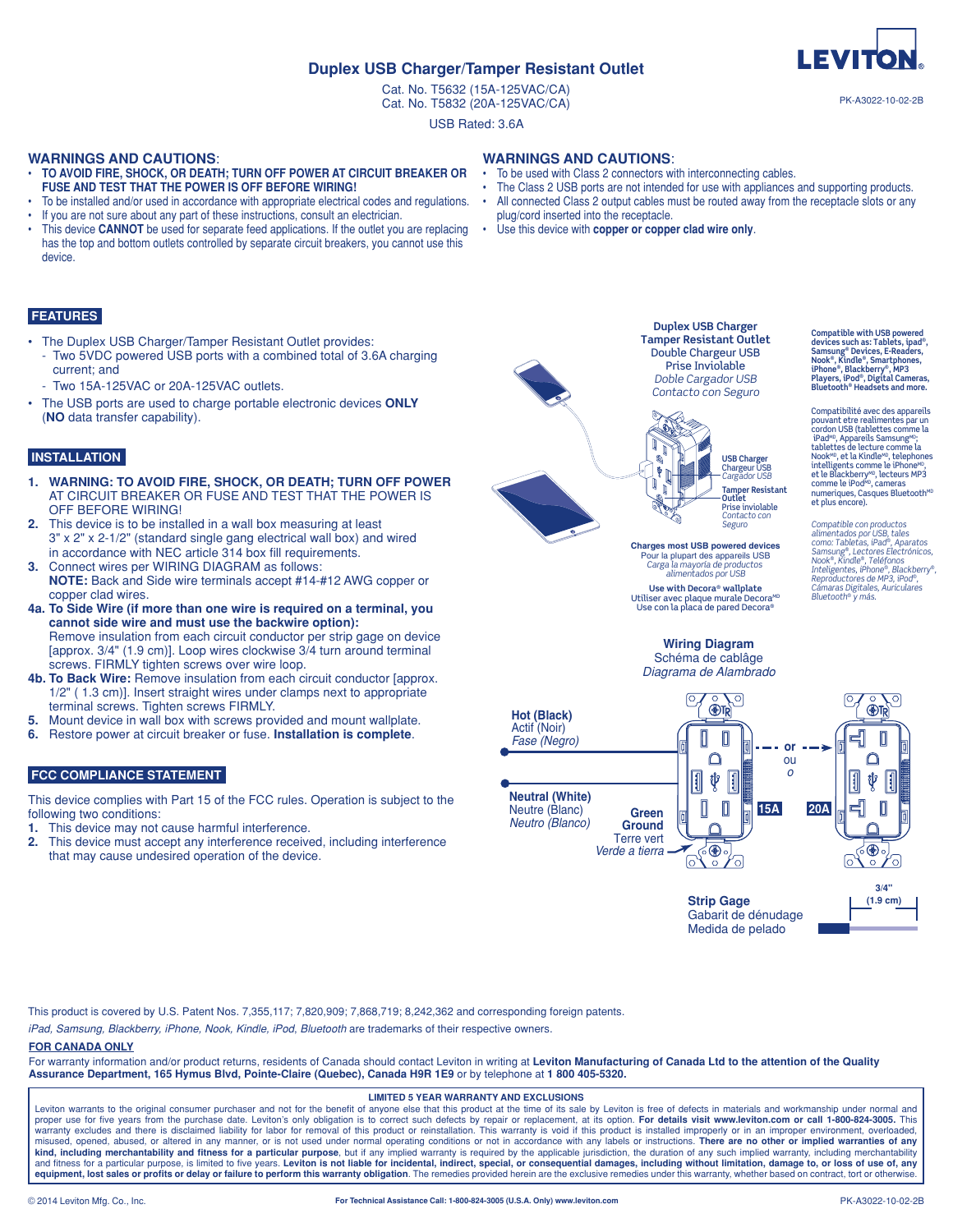# Duplex USB Charger/Tamper Resistant Outlet

Cat. No. T5632 (15A-125VAC/CA)
Cat. No. T5832 (20A-125VAC/CA)

USB Rated: 3.6A

LEVITON

PK-A3022-10-02-2B

## WARNINGS AND CAUTIONS:

- **TO AVOID FIRE, SHOCK, OR DEATH; TURN OFF POWER AT CIRCUIT BREAKER OR FUSE AND TEST THAT THE POWER IS OFF BEFORE WIRING!**
- To be installed and/or used in accordance with appropriate electrical codes and regulations.
- If you are not sure about any part of these instructions, consult an electrician.
- This device **CANNOT** be used for separate feed applications. If the outlet you are replacing has the top and bottom outlets controlled by separate circuit breakers, you cannot use this device.

## WARNINGS AND CAUTIONS:

- To be used with Class 2 connectors with interconnecting cables.
- The Class 2 USB ports are not intended for use with appliances and supporting products.
- All connected Class 2 output cables must be routed away from the receptacle slots or any plug/cord inserted into the receptacle.
- Use this device with **copper or copper clad wire only**.

## FEATURES

- The Duplex USB Charger/Tamper Resistant Outlet provides:
  - Two 5VDC powered USB ports with a combined total of 3.6A charging current; and
  - Two 15A-125VAC or 20A-125VAC outlets.
- The USB ports are used to charge portable electronic devices **ONLY** (**NO** data transfer capability).

## INSTALLATION

1. **WARNING: TO AVOID FIRE, SHOCK, OR DEATH; TURN OFF POWER** AT CIRCUIT BREAKER OR FUSE AND TEST THAT THE POWER IS OFF BEFORE WIRING!
2. This device is to be installed in a wall box measuring at least 3" x 2" x 2-1/2" (standard single gang electrical wall box) and wired in accordance with NEC article 314 box fill requirements.
3. Connect wires per WIRING DIAGRAM as follows:
   **NOTE:** Back and Side wire terminals accept #14-#12 AWG copper or copper clad wires.

**4a. To Side Wire (if more than one wire is required on a terminal, you cannot side wire and must use the backwire option):** Remove insulation from each circuit conductor per strip gage on device [approx. 3/4" (1.9 cm)]. Loop wires clockwise 3/4 turn around terminal screws. FIRMLY tighten screws over wire loop.

**4b. To Back Wire:** Remove insulation from each circuit conductor [approx. 1/2" ( 1.3 cm)]. Insert straight wires under clamps next to appropriate terminal screws. Tighten screws FIRMLY.

5. Mount device in wall box with screws provided and mount wallplate.
6. Restore power at circuit breaker or fuse. **Installation is complete**.

## FCC COMPLIANCE STATEMENT

This device complies with Part 15 of the FCC rules. Operation is subject to the following two conditions:

1. This device may not cause harmful interference.
2. This device must accept any interference received, including interference that may cause undesired operation of the device.

**Duplex USB Charger Tamper Resistant Outlet**
Double Chargeur USB Prise Inviolable
*Doble Cargador USB Contacto con Seguro*

**USB Charger** / Chargeur USB / *Cargador USB*

**Tamper Resistant Outlet** / Prise inviolable / *Contacto con Seguro*

**Charges most USB powered devices**
Pour la plupart des appareils USB
*Carga la mayoría de productos alimentados por USB*

**Use with Decora® wallplate**
Utiliser avec plaque murale Decora[MD]
Use con la placa de pared Decora®

**Compatible with USB powered devices such as: Tablets, ipad®, Samsung® Devices, E-Readers, Nook®, Kindle®, Smartphones, iPhone®, Blackberry®, MP3 Players, iPod®, Digital Cameras, Bluetooth® Headsets and more.**

Compatibilité avec des appareils pouvant etre realimentes par un cordon USB (tablettes comme la iPad[MD], Appareils Samsung[MD]; tablettes de lecture comme la Nook[MD], et la Kindle[MD], telephones intelligents comme le iPhone[MD], et le Blackberry[MD], lecteurs MP3 comme le iPod[MD], cameras numeriques, Casques Bluetooth[MD] et plus encore).

*Compatible con productos alimentados por USB, tales como: Tabletas, iPad®, Aparatos Samsung®, Lectores Electrónicos, Nook®, Kindle®, Teléfonos Inteligentes, iPhone®, Blackberry®, Reproductores de MP3, iPod®, Cámaras Digitales, Auriculares Bluetooth® y más.*

**Wiring Diagram**
Schéma de câblage
*Diagrama de Alambrado*

**Hot (Black)** / Actif (Noir) / *Fase (Negro)*

**Neutral (White)** / Neutre (Blanc) / *Neutro (Blanco)*

**Green Ground** / Terre vert / *Verde a tierra*

**15A** — **or** / ou / *o* — **20A**

**Strip Gage** / Gabarit de dénudage / Medida de pelado — **3/4" (1.9 cm)**

This product is covered by U.S. Patent Nos. 7,355,117; 7,820,909; 7,868,719; 8,242,362 and corresponding foreign patents.

*iPad, Samsung, Blackberry, iPhone, Nook, Kindle, iPod, Bluetooth* are trademarks of their respective owners.

**FOR CANADA ONLY**

For warranty information and/or product returns, residents of Canada should contact Leviton in writing at **Leviton Manufacturing of Canada Ltd to the attention of the Quality Assurance Department, 165 Hymus Blvd, Pointe-Claire (Quebec), Canada H9R 1E9** or by telephone at **1 800 405-5320.**

**LIMITED 5 YEAR WARRANTY AND EXCLUSIONS**

Leviton warrants to the original consumer purchaser and not for the benefit of anyone else that this product at the time of its sale by Leviton is free of defects in materials and workmanship under normal and proper use for five years from the purchase date. Leviton's only obligation is to correct such defects by repair or replacement, at its option. **For details visit www.leviton.com or call 1-800-824-3005.** This warranty excludes and there is disclaimed liability for labor for removal of this product or reinstallation. This warranty is void if this product is installed improperly or in an improper environment, overloaded, misused, opened, abused, or altered in any manner, or is not used under normal operating conditions or not in accordance with any labels or instructions. **There are no other or implied warranties of any kind, including merchantability and fitness for a particular purpose**, but if any implied warranty is required by the applicable jurisdiction, the duration of any such implied warranty, including merchantability and fitness for a particular purpose, is limited to five years. **Leviton is not liable for incidental, indirect, special, or consequential damages, including without limitation, damage to, or loss of use of, any equipment, lost sales or profits or delay or failure to perform this warranty obligation**. The remedies provided herein are the exclusive remedies under this warranty, whether based on contract, tort or otherwise.

© 2014 Leviton Mfg. Co., Inc.

**For Technical Assistance Call: 1-800-824-3005 (U.S.A. Only) www.leviton.com**

PK-A3022-10-02-2B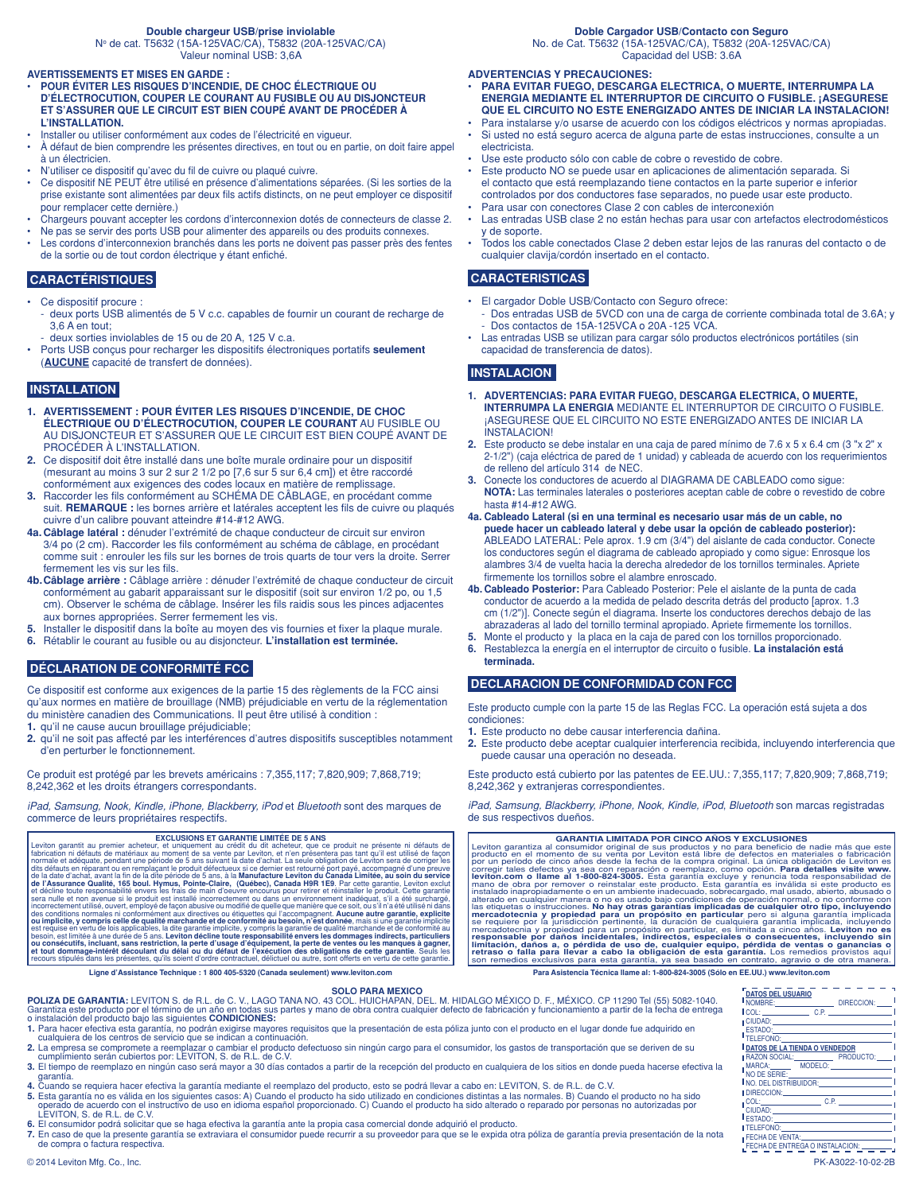**Double chargeur USB/prise inviolable**
N° de cat. T5632 (15A-125VAC/CA), T5832 (20A-125VAC/CA)
Valeur nominal USB: 3,6A

**AVERTISSEMENTS ET MISES EN GARDE :**

- **POUR ÉVITER LES RISQUES D'INCENDIE, DE CHOC ÉLECTRIQUE OU D'ÉLECTROCUTION, COUPER LE COURANT AU FUSIBLE OU AU DISJONCTEUR ET S'ASSURER QUE LE CIRCUIT EST BIEN COUPÉ AVANT DE PROCÉDER À L'INSTALLATION.**
- Installer ou utiliser conformément aux codes de l'électricité en vigueur.
- À défaut de bien comprendre les présentes directives, en tout ou en partie, on doit faire appel à un électricien.
- N'utiliser ce dispositif qu'avec du fil de cuivre ou plaqué cuivre.
- Ce dispositif NE PEUT être utilisé en présence d'alimentations séparées. (Si les sorties de la prise existante sont alimentées par deux fils actifs distincts, on ne peut employer ce dispositif pour remplacer cette dernière.)
- Chargeurs pouvant accepter les cordons d'interconnexion dotés de connecteurs de classe 2.
- Ne pas se servir des ports USB pour alimenter des appareils ou des produits connexes.
- Les cordons d'interconnexion branchés dans les ports ne doivent pas passer près des fentes de la sortie ou de tout cordon électrique y étant enfiché.

## CARACTÉRISTIQUES

- Ce dispositif procure :
  - deux ports USB alimentés de 5 V c.c. capables de fournir un courant de recharge de 3,6 A en tout;
  - deux sorties inviolables de 15 ou de 20 A, 125 V c.a.
- Ports USB conçus pour recharger les dispositifs électroniques portatifs **seulement** (**AUCUNE** capacité de transfert de données).

## INSTALLATION

1. **AVERTISSEMENT : POUR ÉVITER LES RISQUES D'INCENDIE, DE CHOC ÉLECTRIQUE OU D'ÉLECTROCUTION, COUPER LE COURANT** AU FUSIBLE OU AU DISJONCTEUR ET S'ASSURER QUE LE CIRCUIT EST BIEN COUPÉ AVANT DE PROCÉDER À L'INSTALLATION.
2. Ce dispositif doit être installé dans une boîte murale ordinaire pour un dispositif (mesurant au moins 3 sur 2 sur 2 1/2 po [7,6 sur 5 sur 6,4 cm]) et être raccordé conformément aux exigences des codes locaux en matière de remplissage.
3. Raccorder les fils conformément au SCHÉMA DE CÂBLAGE, en procédant comme suit. **REMARQUE :** les bornes arrière et latérales acceptent les fils de cuivre ou plaqués cuivre d'un calibre pouvant atteindre #14-#12 AWG.

**4a. Câblage latéral :** dénuder l'extrémité de chaque conducteur de circuit sur environ 3/4 po (2 cm). Raccorder les fils conformément au schéma de câblage, en procédant comme suit : enrouler les fils sur les bornes de trois quarts de tour vers la droite. Serrer fermement les vis sur les fils.

**4b. Câblage arrière :** Câblage arrière : dénuder l'extrémité de chaque conducteur de circuit conformément au gabarit apparaissant sur le dispositif (soit sur environ 1/2 po, ou 1,5 cm). Observer le schéma de câblage. Insérer les fils raidis sous les pinces adjacentes aux bornes appropriées. Serrer fermement les vis.

5. Installer le dispositif dans la boîte au moyen des vis fournies et fixer la plaque murale.
6. Rétablir le courant au fusible ou au disjoncteur. **L'installation est terminée.**

## DÉCLARATION DE CONFORMITÉ FCC

Ce dispositif est conforme aux exigences de la partie 15 des règlements de la FCC ainsi qu'aux normes en matière de brouillage (NMB) préjudiciable en vertu de la réglementation du ministère canadien des Communications. Il peut être utilisé à condition :

1. qu'il ne cause aucun brouillage préjudiciable;
2. qu'il ne soit pas affecté par les interférences d'autres dispositifs susceptibles notamment d'en perturber le fonctionnement.

Ce produit est protégé par les brevets américains : 7,355,117; 7,820,909; 7,868,719; 8,242,362 et les droits étrangers correspondants.

*iPad, Samsung, Nook, Kindle, iPhone, Blackberry, iPod* et *Bluetooth* sont des marques de commerce de leurs propriétaires respectifs.

**EXCLUSIONS ET GARANTIE LIMITÉE DE 5 ANS**

Leviton garantit au premier acheteur, et uniquement au crédit du dit acheteur, que ce produit ne présente ni défauts de fabrication ni défauts de matériaux au moment de sa vente par Leviton, et n'en présentera pas tant qu'il est utilisé de façon normale et adéquate, pendant une période de 5 ans suivant la date d'achat. La seule obligation de Leviton sera de corriger les dits défauts en réparant ou en remplaçant le produit défectueux si ce dernier est retourné port payé, accompagné d'une preuve de la date d'achat, avant la fin de la dite période de 5 ans, à la **Manufacture Leviton du Canada Limitée, au soin du service de l'Assurance Qualité, 165 boul. Hymus, Pointe-Claire, (Québec), Canada H9R 1E9**. Par cette garantie, Leviton exclut et décline toute responsabilité envers les frais de main d'oeuvre encourus pour retirer et réinstaller le produit. Cette garantie sera nulle et non avenue si le produit est installé incorrectement ou dans un environnement inadéquat, s'il a été surchargé, incorrectement utilisé, ouvert, employé de façon abusive ou modifié de quelle que manière que ce soit, ou s'il n'a été utilisé dans des conditions normales ni conformément aux directives ou étiquettes qui l'accompagnent. **Aucune autre garantie, explicite ou implicite, y compris celle de qualité marchande et de conformité au besoin, n'est donnée**, mais si une garantie implicite est requise en vertu de lois applicables, la dite garantie implicite, y compris la garantie de qualité marchande et de conformité au besoin, est limitée à une durée de 5 ans. **Leviton décline toute responsabilité envers les dommages indirects, particuliers ou consécutifs, incluant, sans restriction, la perte d'usage d'équipement, la perte de ventes ou les manques à gagner, et tout dommage-intérêt découlant du délai ou du défaut de l'exécution des obligations de cette garantie.** Seuls les recours stipulés dans les présentes, qu'ils soient d'ordre contractuel, délictuel ou autre, sont offerts en vertu de cette garantie.

**Ligne d'Assistance Technique : 1 800 405-5320 (Canada seulement) www.leviton.com**

**Doble Cargador USB/Contacto con Seguro**
No. de Cat. T5632 (15A-125VAC/CA), T5832 (20A-125VAC/CA)
Capacidad del USB: 3.6A

**ADVERTENCIAS Y PRECAUCIONES:**

- **PARA EVITAR FUEGO, DESCARGA ELECTRICA, O MUERTE, INTERRUMPA LA ENERGIA MEDIANTE EL INTERRUPTOR DE CIRCUITO O FUSIBLE. ¡ASEGURESE QUE EL CIRCUITO NO ESTE ENERGIZADO ANTES DE INICIAR LA INSTALACION!**
- Para instalarse y/o usarse de acuerdo con los códigos eléctricos y normas apropiadas.
- Si usted no está seguro acerca de alguna parte de estas instrucciones, consulte a un electricista.
- Use este producto sólo con cable de cobre o revestido de cobre.
- Este producto NO se puede usar en aplicaciones de alimentación separada. Si el contacto que está reemplazando tiene contactos en la parte superior e inferior controlados por dos conductores fase separados, no puede usar este producto.
- Para usar con conectores Clase 2 con cables de interconexión
- Las entradas USB clase 2 no están hechas para usar con artefactos electrodomésticos y de soporte.
- Todos los cable conectados Clase 2 deben estar lejos de las ranuras del contacto o de cualquier clavija/cordón insertado en el contacto.

## CARACTERISTICAS

- El cargador Doble USB/Contacto con Seguro ofrece:
  - Dos entradas USB de 5VCD con una de carga de corriente combinada total de 3.6A; y
  - Dos contactos de 15A-125VCA o 20A -125 VCA.
- Las entradas USB se utilizan para cargar sólo productos electrónicos portátiles (sin capacidad de transferencia de datos).

## INSTALACION

1. **ADVERTENCIAS: PARA EVITAR FUEGO, DESCARGA ELECTRICA, O MUERTE, INTERRUMPA LA ENERGIA** MEDIANTE EL INTERRUPTOR DE CIRCUITO O FUSIBLE. ¡ASEGURESE QUE EL CIRCUITO NO ESTE ENERGIZADO ANTES DE INICIAR LA INSTALACION!
2. Este producto se debe instalar en una caja de pared mínimo de 7.6 x 5 x 6.4 cm (3 "x 2" x 2-1/2") (caja eléctrica de pared de 1 unidad) y cableada de acuerdo con los requerimientos de relleno del artículo 314 de NEC.
3. Conecte los conductores de acuerdo al DIAGRAMA DE CABLEADO como sigue: **NOTA:** Las terminales laterales o posteriores aceptan cable de cobre o revestido de cobre hasta #14-#12 AWG.

**4a. Cableado Lateral (si en una terminal es necesario usar más de un cable, no puede hacer un cableado lateral y debe usar la opción de cableado posterior):** ABLEADO LATERAL: Pele aprox. 1.9 cm (3/4") del aislante de cada conductor. Conecte los conductores según el diagrama de cableado apropiado y como sigue: Enrosque los alambres 3/4 de vuelta hacia la derecha alrededor de los tornillos terminales. Apriete firmemente los tornillos sobre el alambre enroscado.

**4b. Cableado Posterior:** Para Cableado Posterior: Pele el aislante de la punta de cada conductor de acuerdo a la medida de pelado descrita detrás del producto [aprox. 1.3 cm (1/2")]. Conecte según el diagrama. Inserte los conductores derechos debajo de las abrazaderas al lado del tornillo terminal apropiado. Apriete firmemente los tornillos.

5. Monte el producto y la placa en la caja de pared con los tornillos proporcionado.
6. Restablezca la energía en el interruptor de circuito o fusible. **La instalación está terminada.**

## DECLARACION DE CONFORMIDAD CON FCC

Este producto cumple con la parte 15 de las Reglas FCC. La operación está sujeta a dos condiciones:

1. Este producto no debe causar interferencia dañina.
2. Este producto debe aceptar cualquier interferencia recibida, incluyendo interferencia que puede causar una operación no deseada.

Este producto está cubierto por las patentes de EE.UU.: 7,355,117; 7,820,909; 7,868,719; 8,242,362 y extranjeras correspondientes.

*iPad, Samsung, Blackberry, iPhone, Nook, Kindle, iPod, Bluetooth* son marcas registradas de sus respectivos dueños.

**GARANTIA LIMITADA POR CINCO AÑOS Y EXCLUSIONES**

Leviton garantiza al consumidor original de sus productos y no para beneficio de nadie más que este producto en el momento de su venta por Leviton está libre de defectos en materiales o fabricación por un período de cinco años desde la fecha de la compra original. La única obligación de Leviton es corregir tales defectos ya sea con reparación o reemplazo, como opción. **Para detalles visite www. leviton.com o llame al 1-800-824-3005.** Esta garantía excluye y renuncia toda responsabilidad de mano de obra por remover o reinstalar este producto. Esta garantía es inválida si este producto es instalado inapropiadamente o en un ambiente inadecuado, sobrecargado, mal usado, abierto, abusado o alterado en cualquier manera o no es usado bajo condiciones de operación normal, o no conforme con las etiquetas o instrucciones. **No hay otras garantías implicadas de cualquier otro tipo, incluyendo mercadotecnia y propiedad para un propósito en particular** pero si alguna garantía implicada se requiere por la jurisdicción pertinente, la duración de cualquiera garantía implicada, incluyendo mercadotecnia y propiedad para un propósito en particular, es limitada a cinco años. **Leviton no es responsable por daños incidentales, indirectos, especiales o consecuentes, incluyendo sin limitación, daños a, o pérdida de uso de, cualquier equipo, pérdida de ventas o ganancias o retraso o falla para llevar a cabo la obligación de esta garantía.** Los remedios provistos aquí son remedios exclusivos para esta garantía, ya sea basado en contrato, agravio o de otra manera.

**Para Asistencia Técnica llame al: 1-800-824-3005 (Sólo en EE.UU.) www.leviton.com**

**SOLO PARA MEXICO**

**POLIZA DE GARANTIA:** LEVITON S. de R.L. de C. V., LAGO TANA NO. 43 COL. HUICHAPAN, DEL. M. HIDALGO MÉXICO D. F., MÉXICO. CP 11290 Tel (55) 5082-1040. Garantiza este producto por el término de un año en todas sus partes y mano de obra contra cualquier defecto de fabricación y funcionamiento a partir de la fecha de entrega o instalación del producto bajo las siguientes **CONDICIONES:**

1. Para hacer efectiva esta garantía, no podrán exigirse mayores requisitos que la presentación de esta póliza junto con el producto en el lugar donde fue adquirido en cualquiera de los centros de servicio que se indican a continuación.
2. La empresa se compromete a reemplazar o cambiar el producto defectuoso sin ningún cargo para el consumidor, los gastos de transportación que se deriven de su cumplimiento serán cubiertos por: LEVITON, S. de R.L. de C.V.
3. El tiempo de reemplazo en ningún caso será mayor a 30 días contados a partir de la recepción del producto en cualquiera de los sitios en donde pueda hacerse efectiva la garantía.
4. Cuando se requiera hacer efectiva la garantía mediante el reemplazo del producto, esto se podrá llevar a cabo en: LEVITON, S. de R.L. de C.V.
5. Esta garantía no es válida en los siguientes casos: A) Cuando el producto ha sido utilizado en condiciones distintas a las normales. B) Cuando el producto no ha sido operado de acuerdo con el instructivo de uso en idioma español proporcionado. C) Cuando el producto ha sido alterado o reparado por personas no autorizadas por LEVITON, S. de R.L. de C.V.
6. El consumidor podrá solicitar que se haga efectiva la garantía ante la propia casa comercial donde adquirió el producto.
7. En caso de que la presente garantía se extraviara el consumidor puede recurrir a su proveedor para que se le expida otra póliza de garantía previa presentación de la nota de compra o factura respectiva.

**DATOS DEL USUARIO**
NOMBRE: ________ DIRECCION: ____
COL: ________ C.P. ________
CIUDAD: ________
ESTADO: ________
TELEFONO: ________

**DATOS DE LA TIENDA O VENDEDOR**
RAZON SOCIAL: ________ PRODUCTO: ____
MARCA: ________ MODELO: ________
NO DE SERIE: ________
NO. DEL DISTRIBUIDOR: ________
DIRECCION: ________
COL: ________ C.P. ________
CIUDAD: ________
ESTADO: ________
TELEFONO: ________
FECHA DE VENTA: ________
FECHA DE ENTREGA O INSTALACION: ________

© 2014 Leviton Mfg. Co., Inc.

PK-A3022-10-02-2B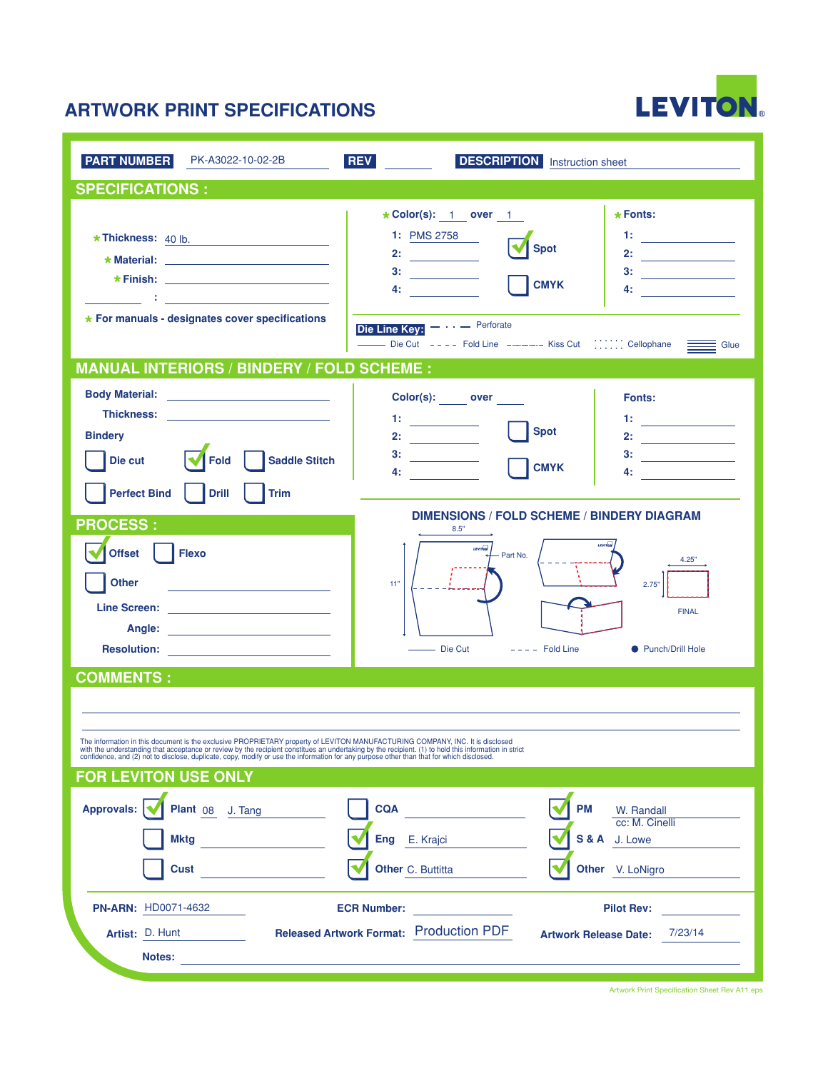# ARTWORK PRINT SPECIFICATIONS

LEVITON®

**PART NUMBER** PK-A3022-10-02-2B **REV** **DESCRIPTION** Instruction sheet

## SPECIFICATIONS :

* **Thickness:** 40 lb.
* **Material:**
* **Finish:**

* For manuals - designates cover specifications

* **Color(s):** 1 over 1
1: PMS 2758
2:
3:
4:

☑ Spot
☐ CMYK

* **Fonts:**
1:
2:
3:
4:

**Die Line Key:** Perforate — Die Cut — Fold Line — Kiss Cut — Cellophane — Glue

## MANUAL INTERIORS / BINDERY / FOLD SCHEME :

**Body Material:**
**Thickness:**

**Bindery**
☐ Die cut ☑ Fold ☐ Saddle Stitch
☐ Perfect Bind ☐ Drill ☐ Trim

**Color(s):** over
1:
2:
3:
4:

☐ Spot
☐ CMYK

**Fonts:**
1:
2:
3:
4:

## PROCESS :

☑ Offset ☐ Flexo
☐ Other

**Line Screen:**
**Angle:**
**Resolution:**

### DIMENSIONS / FOLD SCHEME / BINDERY DIAGRAM

8.5"
11"
Part No.
4.25"
2.75"
FINAL
Die Cut
Fold Line
Punch/Drill Hole

## COMMENTS :

The information in this document is the exclusive PROPRIETARY property of LEVITON MANUFACTURING COMPANY, INC. It is disclosed with the understanding that acceptance or review by the recipient constitues an undertaking by the recipient. (1) to hold this information in strict confidence, and (2) not to disclose, duplicate, copy, modify or use the information for any purpose other than that for which disclosed.

## FOR LEVITON USE ONLY

**Approvals:**

| | | |
|---|---|---|
| ☑ Plant 08 J. Tang | ☐ CQA | ☑ PM W. Randall cc: M. Cinelli |
| ☐ Mktg | ☑ Eng E. Krajci | ☑ S & A J. Lowe |
| ☐ Cust | ☑ Other C. Buttitta | ☑ Other V. LoNigro |

**PN-ARN:** HD0071-4632 **ECR Number:** **Pilot Rev:**

**Artist:** D. Hunt **Released Artwork Format:** Production PDF **Artwork Release Date:** 7/23/14

**Notes:**

Artwork Print Specification Sheet Rev A11.eps